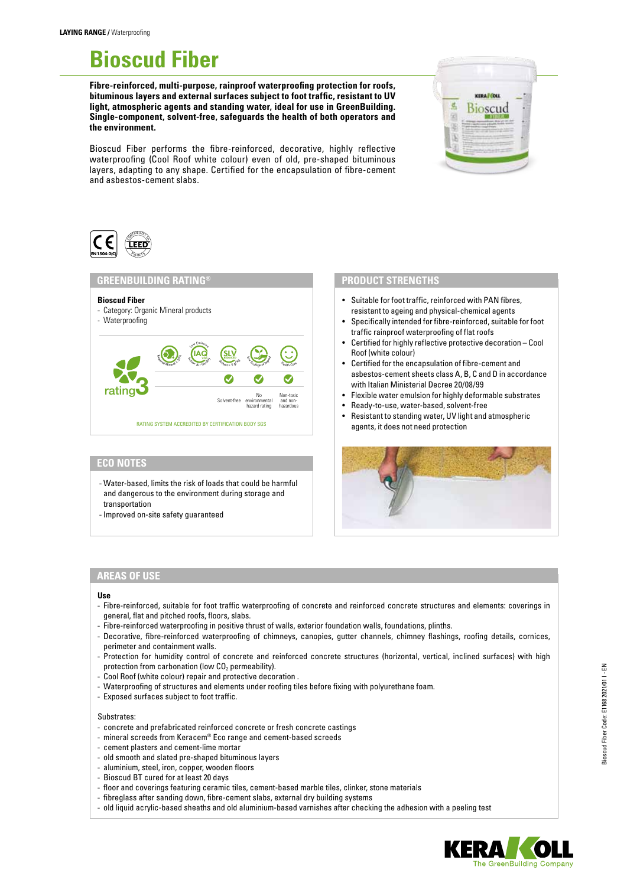**LAYING RANGE /** Waterproofing

# Bioscud Fiber

**Fibre-reinforced, multi-purpose, rainproof waterproofing protection for roofs, bituminous layers and external surfaces subject to foot traffic, resistant to UV light, atmospheric agents and standing water, ideal for use in GreenBuilding. Single-component, solvent-free, safeguards the health of both operators and the environment.**

Bioscud Fiber performs the fibre-reinforced, decorative, highly reflective waterproofing (Cool Roof white colour) even of old, pre-shaped bituminous layers, adapting to any shape. Certified for the encapsulation of fibre-cement and asbestos-cement slabs.

CE EN 1504-2(C) — LEED

## GREENBUILDING RATING®

**Bioscud Fiber**
- Category: Organic Mineral products
- Waterproofing

rating 3

| Solvent-free | No environmental hazard rating | Non-toxic and non-hazardous |
|---|---|---|
| ✓ | ✓ | ✓ |

RATING SYSTEM ACCREDITED BY CERTIFICATION BODY SGS

## ECO NOTES

- Water-based, limits the risk of loads that could be harmful and dangerous to the environment during storage and transportation
- Improved on-site safety guaranteed

## PRODUCT STRENGTHS

- Suitable for foot traffic, reinforced with PAN fibres, resistant to ageing and physical-chemical agents
- Specifically intended for fibre-reinforced, suitable for foot traffic rainproof waterproofing of flat roofs
- Certified for highly reflective protective decoration – Cool Roof (white colour)
- Certified for the encapsulation of fibre-cement and asbestos-cement sheets class A, B, C and D in accordance with Italian Ministerial Decree 20/08/99
- Flexible water emulsion for highly deformable substrates
- Ready-to-use, water-based, solvent-free
- Resistant to standing water, UV light and atmospheric agents, it does not need protection

## AREAS OF USE

**Use**

- Fibre-reinforced, suitable for foot traffic waterproofing of concrete and reinforced concrete structures and elements: coverings in general, flat and pitched roofs, floors, slabs.
- Fibre-reinforced waterproofing in positive thrust of walls, exterior foundation walls, foundations, plinths.
- Decorative, fibre-reinforced waterproofing of chimneys, canopies, gutter channels, chimney flashings, roofing details, cornices, perimeter and containment walls.
- Protection for humidity control of concrete and reinforced concrete structures (horizontal, vertical, inclined surfaces) with high protection from carbonation (low $CO_2$ permeability).
- Cool Roof (white colour) repair and protective decoration .
- Waterproofing of structures and elements under roofing tiles before fixing with polyurethane foam.
- Exposed surfaces subject to foot traffic.

Substrates:

- concrete and prefabricated reinforced concrete or fresh concrete castings
- mineral screeds from Keracem® Eco range and cement-based screeds
- cement plasters and cement-lime mortar
- old smooth and slated pre-shaped bituminous layers
- aluminium, steel, iron, copper, wooden floors
- Bioscud BT cured for at least 20 days
- floor and coverings featuring ceramic tiles, cement-based marble tiles, clinker, stone materials
- fibreglass after sanding down, fibre-cement slabs, external dry building systems
- old liquid acrylic-based sheaths and old aluminium-based varnishes after checking the adhesion with a peeling test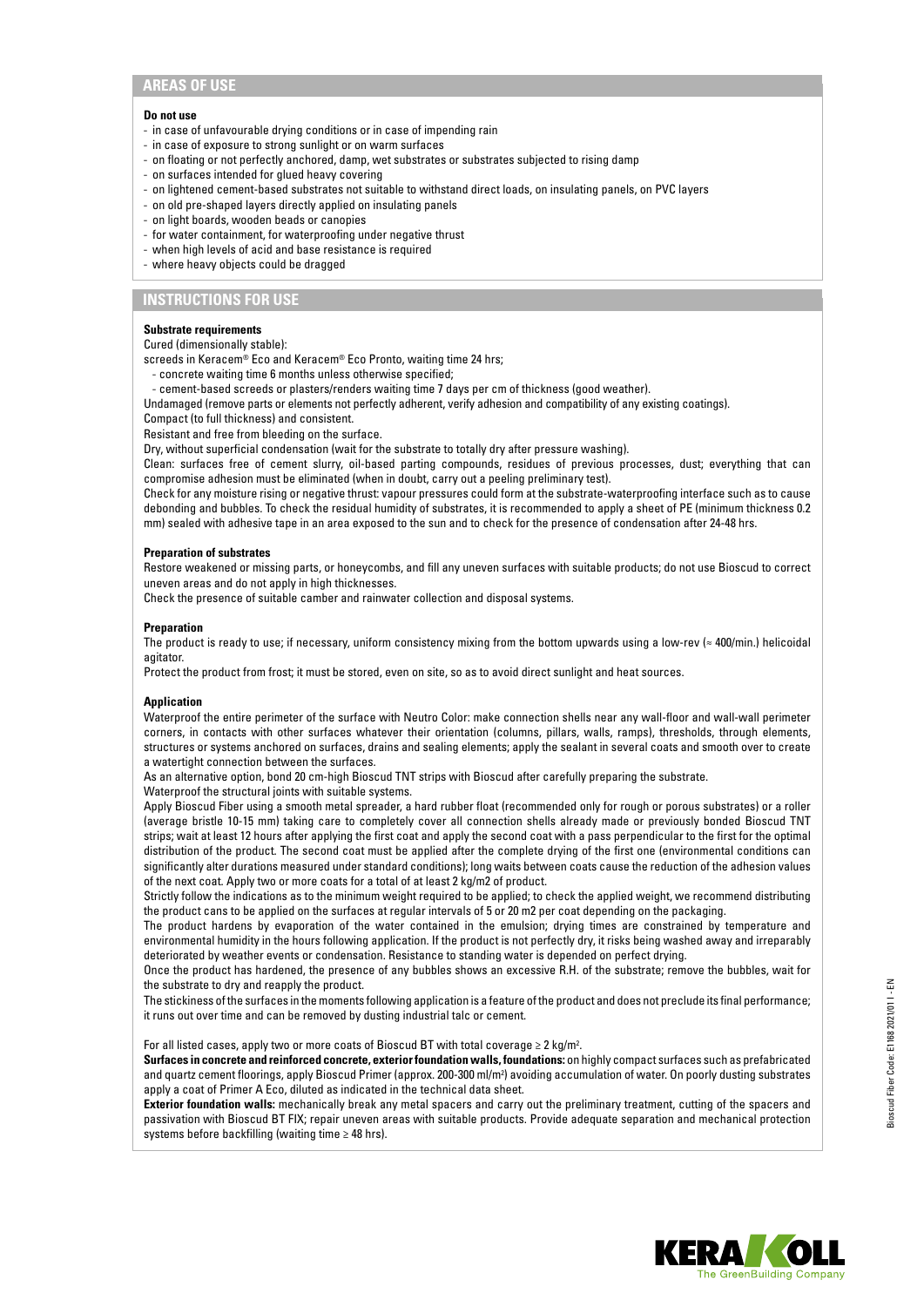## AREAS OF USE

**Do not use**

- in case of unfavourable drying conditions or in case of impending rain
- in case of exposure to strong sunlight or on warm surfaces
- on floating or not perfectly anchored, damp, wet substrates or substrates subjected to rising damp
- on surfaces intended for glued heavy covering
- on lightened cement-based substrates not suitable to withstand direct loads, on insulating panels, on PVC layers
- on old pre-shaped layers directly applied on insulating panels
- on light boards, wooden beads or canopies
- for water containment, for waterproofing under negative thrust
- when high levels of acid and base resistance is required
- where heavy objects could be dragged

## INSTRUCTIONS FOR USE

**Substrate requirements**

Cured (dimensionally stable):

screeds in Keracem® Eco and Keracem® Eco Pronto, waiting time 24 hrs;

- concrete waiting time 6 months unless otherwise specified;
- cement-based screeds or plasters/renders waiting time 7 days per cm of thickness (good weather).

Undamaged (remove parts or elements not perfectly adherent, verify adhesion and compatibility of any existing coatings).

Compact (to full thickness) and consistent.

Resistant and free from bleeding on the surface.

Dry, without superficial condensation (wait for the substrate to totally dry after pressure washing).

Clean: surfaces free of cement slurry, oil-based parting compounds, residues of previous processes, dust; everything that can compromise adhesion must be eliminated (when in doubt, carry out a peeling preliminary test).

Check for any moisture rising or negative thrust: vapour pressures could form at the substrate-waterproofing interface such as to cause debonding and bubbles. To check the residual humidity of substrates, it is recommended to apply a sheet of PE (minimum thickness 0.2 mm) sealed with adhesive tape in an area exposed to the sun and to check for the presence of condensation after 24-48 hrs.

**Preparation of substrates**

Restore weakened or missing parts, or honeycombs, and fill any uneven surfaces with suitable products; do not use Bioscud to correct uneven areas and do not apply in high thicknesses.

Check the presence of suitable camber and rainwater collection and disposal systems.

**Preparation**

The product is ready to use; if necessary, uniform consistency mixing from the bottom upwards using a low-rev (≈ 400/min.) helicoidal agitator.

Protect the product from frost; it must be stored, even on site, so as to avoid direct sunlight and heat sources.

**Application**

Waterproof the entire perimeter of the surface with Neutro Color: make connection shells near any wall-floor and wall-wall perimeter corners, in contacts with other surfaces whatever their orientation (columns, pillars, walls, ramps), thresholds, through elements, structures or systems anchored on surfaces, drains and sealing elements; apply the sealant in several coats and smooth over to create a watertight connection between the surfaces.

As an alternative option, bond 20 cm-high Bioscud TNT strips with Bioscud after carefully preparing the substrate.

Waterproof the structural joints with suitable systems.

Apply Bioscud Fiber using a smooth metal spreader, a hard rubber float (recommended only for rough or porous substrates) or a roller (average bristle 10-15 mm) taking care to completely cover all connection shells already made or previously bonded Bioscud TNT strips; wait at least 12 hours after applying the first coat and apply the second coat with a pass perpendicular to the first for the optimal distribution of the product. The second coat must be applied after the complete drying of the first one (environmental conditions can significantly alter durations measured under standard conditions); long waits between coats cause the reduction of the adhesion values of the next coat. Apply two or more coats for a total of at least 2 kg/m2 of product.

Strictly follow the indications as to the minimum weight required to be applied; to check the applied weight, we recommend distributing the product cans to be applied on the surfaces at regular intervals of 5 or 20 m2 per coat depending on the packaging.

The product hardens by evaporation of the water contained in the emulsion; drying times are constrained by temperature and environmental humidity in the hours following application. If the product is not perfectly dry, it risks being washed away and irreparably deteriorated by weather events or condensation. Resistance to standing water is depended on perfect drying.

Once the product has hardened, the presence of any bubbles shows an excessive R.H. of the substrate; remove the bubbles, wait for the substrate to dry and reapply the product.

The stickiness of the surfaces in the moments following application is a feature of the product and does not preclude its final performance; it runs out over time and can be removed by dusting industrial talc or cement.

For all listed cases, apply two or more coats of Bioscud BT with total coverage ≥ 2 kg/m².

**Surfaces in concrete and reinforced concrete, exterior foundation walls, foundations:** on highly compact surfaces such as prefabricated and quartz cement floorings, apply Bioscud Primer (approx. 200-300 ml/m²) avoiding accumulation of water. On poorly dusting substrates apply a coat of Primer A Eco, diluted as indicated in the technical data sheet.

**Exterior foundation walls:** mechanically break any metal spacers and carry out the preliminary treatment, cutting of the spacers and passivation with Bioscud BT FIX; repair uneven areas with suitable products. Provide adequate separation and mechanical protection systems before backfilling (waiting time ≥ 48 hrs).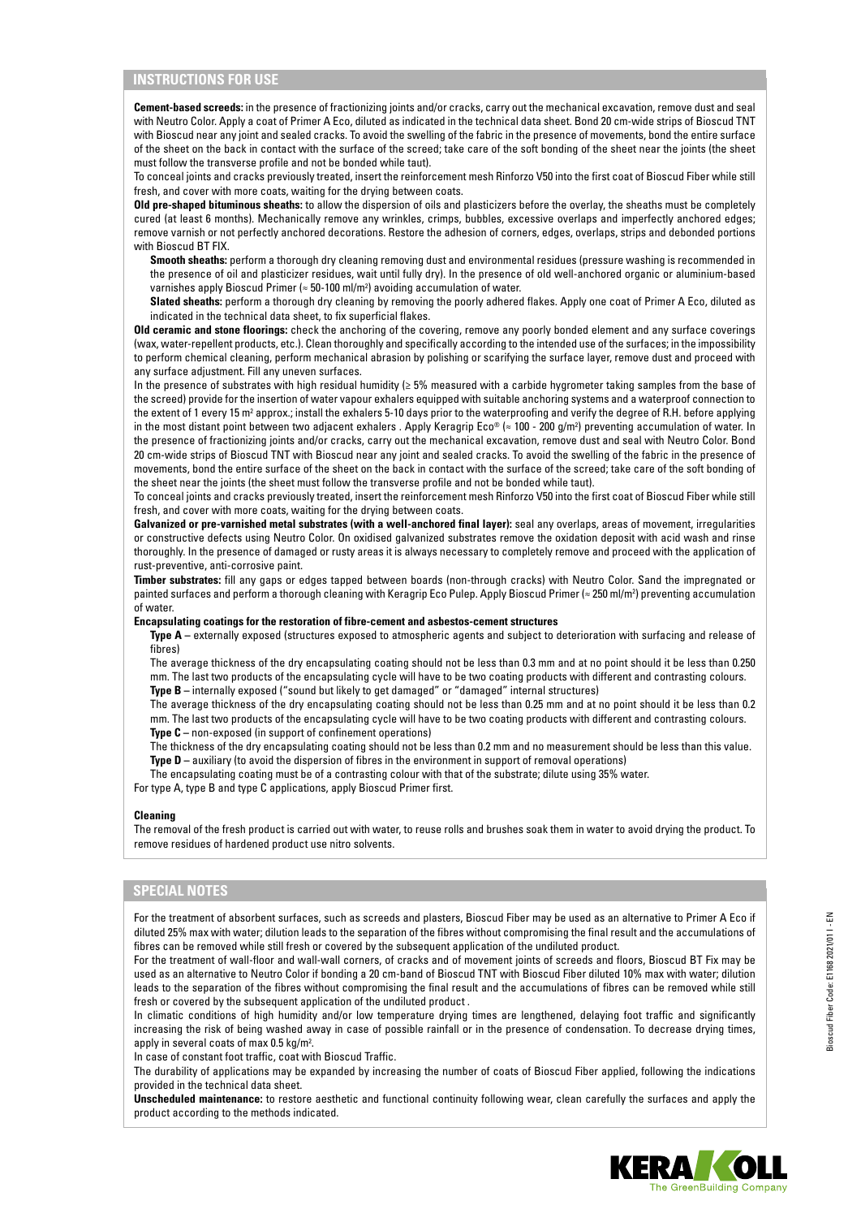## INSTRUCTIONS FOR USE

**Cement-based screeds:** in the presence of fractionizing joints and/or cracks, carry out the mechanical excavation, remove dust and seal with Neutro Color. Apply a coat of Primer A Eco, diluted as indicated in the technical data sheet. Bond 20 cm-wide strips of Bioscud TNT with Bioscud near any joint and sealed cracks. To avoid the swelling of the fabric in the presence of movements, bond the entire surface of the sheet on the back in contact with the surface of the screed; take care of the soft bonding of the sheet near the joints (the sheet must follow the transverse profile and not be bonded while taut).

To conceal joints and cracks previously treated, insert the reinforcement mesh Rinforzo V50 into the first coat of Bioscud Fiber while still fresh, and cover with more coats, waiting for the drying between coats.

**Old pre-shaped bituminous sheaths:** to allow the dispersion of oils and plasticizers before the overlay, the sheaths must be completely cured (at least 6 months). Mechanically remove any wrinkles, crimps, bubbles, excessive overlaps and imperfectly anchored edges; remove varnish or not perfectly anchored decorations. Restore the adhesion of corners, edges, overlaps, strips and debonded portions with Bioscud BT FIX.

**Smooth sheaths:** perform a thorough dry cleaning removing dust and environmental residues (pressure washing is recommended in the presence of oil and plasticizer residues, wait until fully dry). In the presence of old well-anchored organic or aluminium-based varnishes apply Bioscud Primer (≈ 50-100 ml/m²) avoiding accumulation of water.

**Slated sheaths:** perform a thorough dry cleaning by removing the poorly adhered flakes. Apply one coat of Primer A Eco, diluted as indicated in the technical data sheet, to fix superficial flakes.

**Old ceramic and stone floorings:** check the anchoring of the covering, remove any poorly bonded element and any surface coverings (wax, water-repellent products, etc.). Clean thoroughly and specifically according to the intended use of the surfaces; in the impossibility to perform chemical cleaning, perform mechanical abrasion by polishing or scarifying the surface layer, remove dust and proceed with any surface adjustment. Fill any uneven surfaces.

In the presence of substrates with high residual humidity (≥ 5% measured with a carbide hygrometer taking samples from the base of the screed) provide for the insertion of water vapour exhalers equipped with suitable anchoring systems and a waterproof connection to the extent of 1 every 15 m² approx.; install the exhalers 5-10 days prior to the waterproofing and verify the degree of R.H. before applying in the most distant point between two adjacent exhalers . Apply Keragrip Eco® (≈ 100 - 200 g/m²) preventing accumulation of water. In the presence of fractionizing joints and/or cracks, carry out the mechanical excavation, remove dust and seal with Neutro Color. Bond 20 cm-wide strips of Bioscud TNT with Bioscud near any joint and sealed cracks. To avoid the swelling of the fabric in the presence of movements, bond the entire surface of the sheet on the back in contact with the surface of the screed; take care of the soft bonding of the sheet near the joints (the sheet must follow the transverse profile and not be bonded while taut).

To conceal joints and cracks previously treated, insert the reinforcement mesh Rinforzo V50 into the first coat of Bioscud Fiber while still fresh, and cover with more coats, waiting for the drying between coats.

**Galvanized or pre-varnished metal substrates (with a well-anchored final layer):** seal any overlaps, areas of movement, irregularities or constructive defects using Neutro Color. On oxidised galvanized substrates remove the oxidation deposit with acid wash and rinse thoroughly. In the presence of damaged or rusty areas it is always necessary to completely remove and proceed with the application of rust-preventive, anti-corrosive paint.

**Timber substrates:** fill any gaps or edges tapped between boards (non-through cracks) with Neutro Color. Sand the impregnated or painted surfaces and perform a thorough cleaning with Keragrip Eco Pulep. Apply Bioscud Primer (≈ 250 ml/m²) preventing accumulation of water.

**Encapsulating coatings for the restoration of fibre-cement and asbestos-cement structures**

**Type A** – externally exposed (structures exposed to atmospheric agents and subject to deterioration with surfacing and release of fibres)

The average thickness of the dry encapsulating coating should not be less than 0.3 mm and at no point should it be less than 0.250 mm. The last two products of the encapsulating cycle will have to be two coating products with different and contrasting colours.

**Type B** – internally exposed ("sound but likely to get damaged" or "damaged" internal structures)

The average thickness of the dry encapsulating coating should not be less than 0.25 mm and at no point should it be less than 0.2 mm. The last two products of the encapsulating cycle will have to be two coating products with different and contrasting colours.

**Type C** – non-exposed (in support of confinement operations)

The thickness of the dry encapsulating coating should not be less than 0.2 mm and no measurement should be less than this value.

**Type D** – auxiliary (to avoid the dispersion of fibres in the environment in support of removal operations)

The encapsulating coating must be of a contrasting colour with that of the substrate; dilute using 35% water.

For type A, type B and type C applications, apply Bioscud Primer first.

**Cleaning**

The removal of the fresh product is carried out with water, to reuse rolls and brushes soak them in water to avoid drying the product. To remove residues of hardened product use nitro solvents.

## SPECIAL NOTES

For the treatment of absorbent surfaces, such as screeds and plasters, Bioscud Fiber may be used as an alternative to Primer A Eco if diluted 25% max with water; dilution leads to the separation of the fibres without compromising the final result and the accumulations of fibres can be removed while still fresh or covered by the subsequent application of the undiluted product.

For the treatment of wall-floor and wall-wall corners, of cracks and of movement joints of screeds and floors, Bioscud BT Fix may be used as an alternative to Neutro Color if bonding a 20 cm-band of Bioscud TNT with Bioscud Fiber diluted 10% max with water; dilution leads to the separation of the fibres without compromising the final result and the accumulations of fibres can be removed while still fresh or covered by the subsequent application of the undiluted product .

In climatic conditions of high humidity and/or low temperature drying times are lengthened, delaying foot traffic and significantly increasing the risk of being washed away in case of possible rainfall or in the presence of condensation. To decrease drying times, apply in several coats of max 0.5 kg/m².

In case of constant foot traffic, coat with Bioscud Traffic.

The durability of applications may be expanded by increasing the number of coats of Bioscud Fiber applied, following the indications provided in the technical data sheet.

**Unscheduled maintenance:** to restore aesthetic and functional continuity following wear, clean carefully the surfaces and apply the product according to the methods indicated.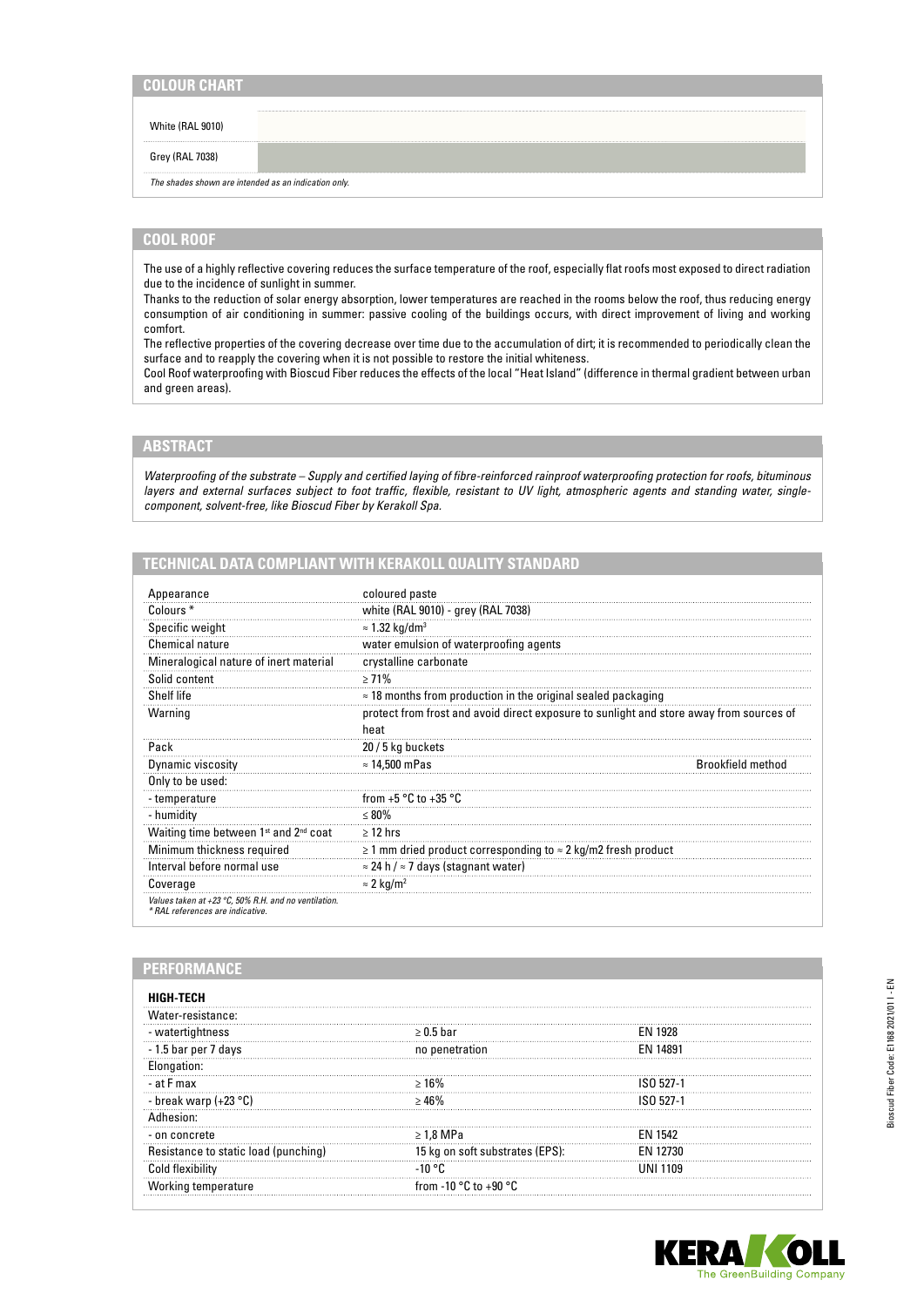## COLOUR CHART

| | |
|---|---|
| White (RAL 9010) | |
| Grey (RAL 7038) | |

*The shades shown are intended as an indication only.*

## COOL ROOF

The use of a highly reflective covering reduces the surface temperature of the roof, especially flat roofs most exposed to direct radiation due to the incidence of sunlight in summer.

Thanks to the reduction of solar energy absorption, lower temperatures are reached in the rooms below the roof, thus reducing energy consumption of air conditioning in summer: passive cooling of the buildings occurs, with direct improvement of living and working comfort.

The reflective properties of the covering decrease over time due to the accumulation of dirt; it is recommended to periodically clean the surface and to reapply the covering when it is not possible to restore the initial whiteness.

Cool Roof waterproofing with Bioscud Fiber reduces the effects of the local "Heat Island" (difference in thermal gradient between urban and green areas).

## ABSTRACT

*Waterproofing of the substrate – Supply and certified laying of fibre-reinforced rainproof waterproofing protection for roofs, bituminous layers and external surfaces subject to foot traffic, flexible, resistant to UV light, atmospheric agents and standing water, single-component, solvent-free, like Bioscud Fiber by Kerakoll Spa.*

## TECHNICAL DATA COMPLIANT WITH KERAKOLL QUALITY STANDARD

| | | |
|---|---|---|
| Appearance | coloured paste | |
| Colours * | white (RAL 9010) - grey (RAL 7038) | |
| Specific weight | ≈ 1.32 kg/dm³ | |
| Chemical nature | water emulsion of waterproofing agents | |
| Mineralogical nature of inert material | crystalline carbonate | |
| Solid content | ≥ 71% | |
| Shelf life | ≈ 18 months from production in the original sealed packaging | |
| Warning | protect from frost and avoid direct exposure to sunlight and store away from sources of heat | |
| Pack | 20 / 5 kg buckets | |
| Dynamic viscosity | ≈ 14,500 mPas | Brookfield method |
| Only to be used: | | |
| - temperature | from +5 °C to +35 °C | |
| - humidity | ≤ 80% | |
| Waiting time between 1st and 2nd coat | ≥ 12 hrs | |
| Minimum thickness required | ≥ 1 mm dried product corresponding to ≈ 2 kg/m2 fresh product | |
| Interval before normal use | ≈ 24 h / ≈ 7 days (stagnant water) | |
| Coverage | ≈ 2 kg/m² | |

*Values taken at +23 °C, 50% R.H. and no ventilation.*
*\* RAL references are indicative.*

## PERFORMANCE

| HIGH-TECH | | |
|---|---|---|
| Water-resistance: | | |
| - watertightness | ≥ 0.5 bar | EN 1928 |
| - 1.5 bar per 7 days | no penetration | EN 14891 |
| Elongation: | | |
| - at F max | ≥ 16% | ISO 527-1 |
| - break warp (+23 °C) | ≥ 46% | ISO 527-1 |
| Adhesion: | | |
| - on concrete | ≥ 1,8 MPa | EN 1542 |
| Resistance to static load (punching) | 15 kg on soft substrates (EPS): | EN 12730 |
| Cold flexibility | -10 °C | UNI 1109 |
| Working temperature | from -10 °C to +90 °C | |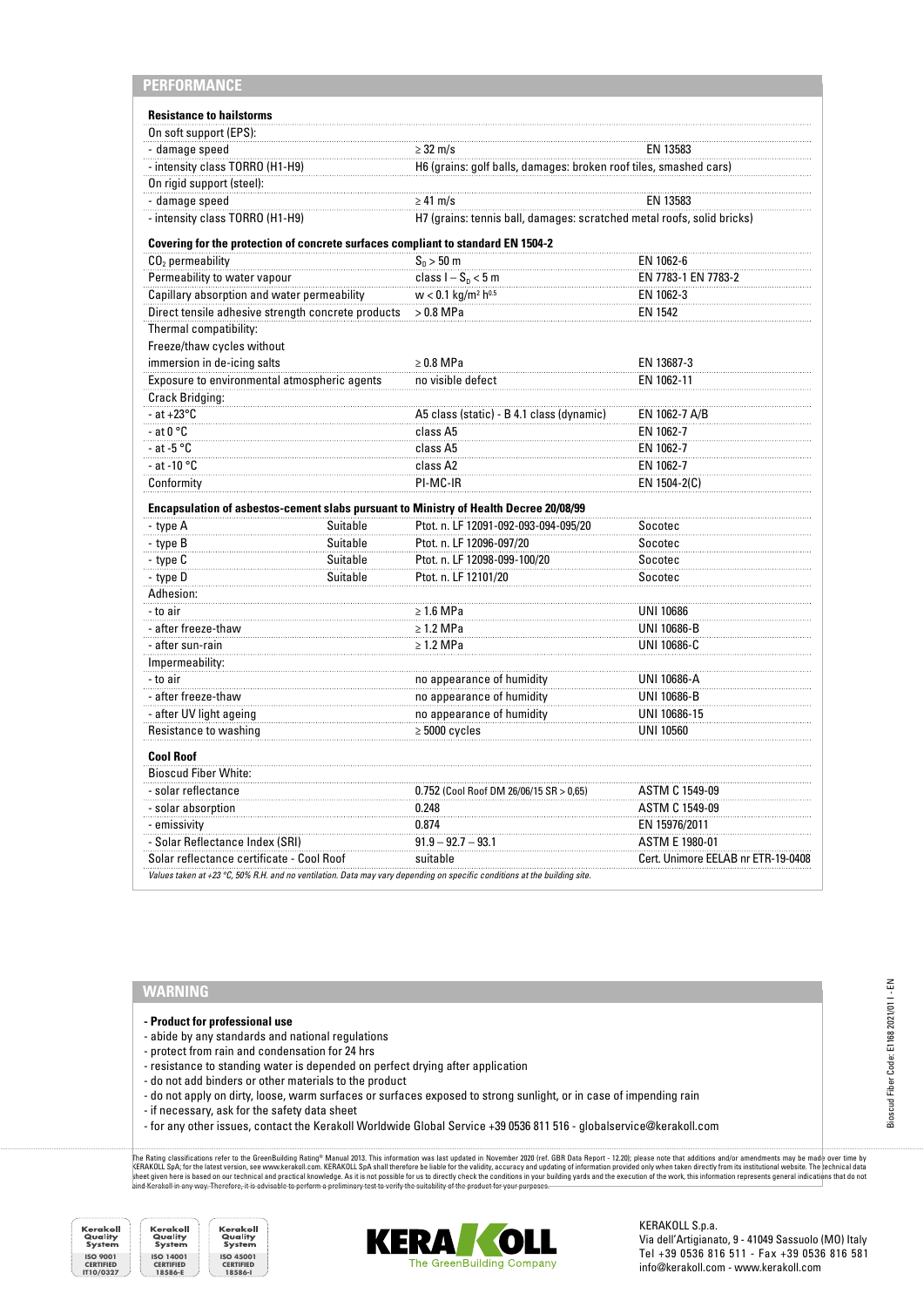## PERFORMANCE

| | | | |
|---|---|---|---|
| **Resistance to hailstorms** | | | |
| On soft support (EPS): | | | |
| - damage speed | | ≥ 32 m/s | EN 13583 |
| - intensity class TORRO (H1-H9) | | H6 (grains: golf balls, damages: broken roof tiles, smashed cars) | |
| On rigid support (steel): | | | |
| - damage speed | | ≥ 41 m/s | EN 13583 |
| - intensity class TORRO (H1-H9) | | H7 (grains: tennis ball, damages: scratched metal roofs, solid bricks) | |
| **Covering for the protection of concrete surfaces compliant to standard EN 1504-2** | | | |
| $CO_2$ permeability | | $S_D > 50$ m | EN 1062-6 |
| Permeability to water vapour | | class I – $S_D < 5$ m | EN 7783-1 EN 7783-2 |
| Capillary absorption and water permeability | | w < 0.1 kg/m² $h^{0.5}$ | EN 1062-3 |
| Direct tensile adhesive strength concrete products | | > 0.8 MPa | EN 1542 |
| Thermal compatibility: | | | |
| Freeze/thaw cycles without immersion in de-icing salts | | ≥ 0.8 MPa | EN 13687-3 |
| Exposure to environmental atmospheric agents | | no visible defect | EN 1062-11 |
| Crack Bridging: | | | |
| - at +23°C | | A5 class (static) - B 4.1 class (dynamic) | EN 1062-7 A/B |
| - at 0 °C | | class A5 | EN 1062-7 |
| - at -5 °C | | class A5 | EN 1062-7 |
| - at -10 °C | | class A2 | EN 1062-7 |
| Conformity | | PI-MC-IR | EN 1504-2(C) |
| **Encapsulation of asbestos-cement slabs pursuant to Ministry of Health Decree 20/08/99** | | | |
| - type A | Suitable | Ptot. n. LF 12091-092-093-094-095/20 | Socotec |
| - type B | Suitable | Ptot. n. LF 12096-097/20 | Socotec |
| - type C | Suitable | Ptot. n. LF 12098-099-100/20 | Socotec |
| - type D | Suitable | Ptot. n. LF 12101/20 | Socotec |
| Adhesion: | | | |
| - to air | | ≥ 1.6 MPa | UNI 10686 |
| - after freeze-thaw | | ≥ 1.2 MPa | UNI 10686-B |
| - after sun-rain | | ≥ 1.2 MPa | UNI 10686-C |
| Impermeability: | | | |
| - to air | | no appearance of humidity | UNI 10686-A |
| - after freeze-thaw | | no appearance of humidity | UNI 10686-B |
| - after UV light ageing | | no appearance of humidity | UNI 10686-15 |
| Resistance to washing | | ≥ 5000 cycles | UNI 10560 |
| **Cool Roof** | | | |
| Bioscud Fiber White: | | | |
| - solar reflectance | | 0.752 (Cool Roof DM 26/06/15 SR > 0,65) | ASTM C 1549-09 |
| - solar absorption | | 0.248 | ASTM C 1549-09 |
| - emissivity | | 0.874 | EN 15976/2011 |
| - Solar Reflectance Index (SRI) | | 91.9 – 92.7 – 93.1 | ASTM E 1980-01 |
| Solar reflectance certificate - Cool Roof | | suitable | Cert. Unimore EELAB nr ETR-19-0408 |

*Values taken at +23 °C, 50% R.H. and no ventilation. Data may vary depending on specific conditions at the building site.*

## WARNING

- **Product for professional use**
- abide by any standards and national regulations
- protect from rain and condensation for 24 hrs
- resistance to standing water is depended on perfect drying after application
- do not add binders or other materials to the product
- do not apply on dirty, loose, warm surfaces or surfaces exposed to strong sunlight, or in case of impending rain
- if necessary, ask for the safety data sheet
- for any other issues, contact the Kerakoll Worldwide Global Service +39 0536 811 516 - globalservice@kerakoll.com

The Rating classifications refer to the GreenBuilding Rating® Manual 2013. This information was last updated in November 2020 (ref. GBR Data Report - 12.20); please note that additions and/or amendments may be made over time by KERAKOLL SpA; for the latest version, see www.kerakoll.com. KERAKOLL SpA shall therefore be liable for the validity, accuracy and updating of information provided only when taken directly from its institutional website. The technical data sheet given here is based on our technical and practical knowledge. As it is not possible for us to directly check the conditions in your building yards and the execution of the work, this information represents general indications that do not bind Kerakoll in any way. Therefore, it is advisable to perform a preliminary test to verify the suitability of the product for your purposes.

Bioscud Fiber Code: E1168 2021/01 - EN

Kerakoll Quality System ISO 9001 CERTIFIED IT10/0327 | Kerakoll Quality System ISO 14001 CERTIFIED 18586-E | Kerakoll Quality System ISO 45001 CERTIFIED 18586-I

KERAKOLL The GreenBuilding Company

KERAKOLL S.p.a.
Via dell'Artigianato, 9 - 41049 Sassuolo (MO) Italy
Tel +39 0536 816 511 - Fax +39 0536 816 581
info@kerakoll.com - www.kerakoll.com